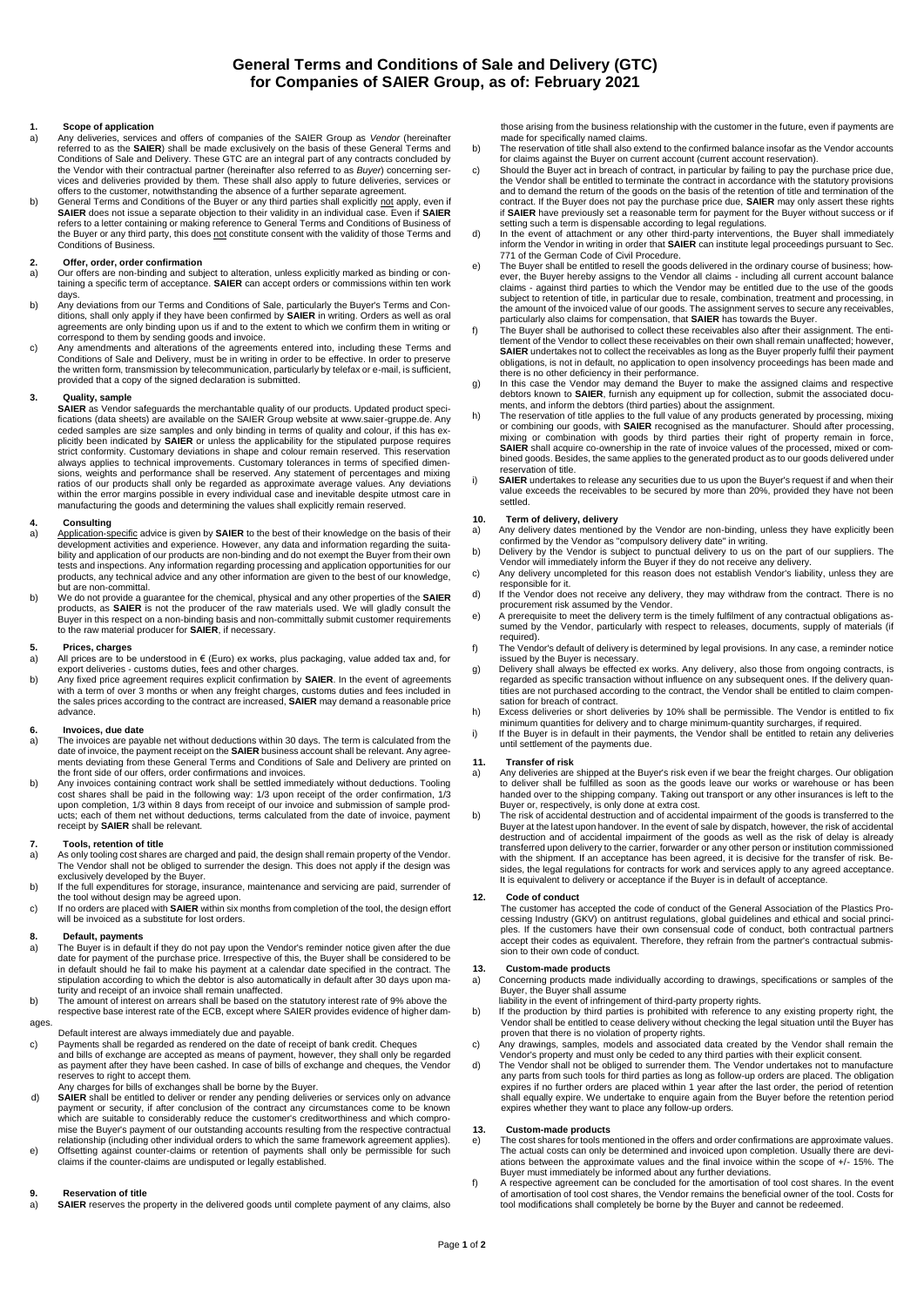# General Terms and Conditions of Sale and Delivery (GTC) for Companies of SAIER Group, as of: February 2021

## 1. Scope of application

a) Any deliveries, services and offers of companies of the SAIER Group as *Vendor* (hereinafter referred to as the **SAIER**) shall be made exclusively on the basis of these General Terms and Conditions of Sale and Delivery. These GTC are an integral part of any contracts concluded by the Vendor with their contractual partner (hereinafter also referred to as *Buyer*) concerning services and deliveries provided by them. These shall also apply to future deliveries, services or offers to the customer, notwithstanding the absence of a further separate agreement.

b) General Terms and Conditions of the Buyer or any third parties shall explicitly not apply, even if **SAIER** does not issue a separate objection to their validity in an individual case. Even if **SAIER** refers to a letter containing or making reference to General Terms and Conditions of Business of the Buyer or any third party, this does not constitute consent with the validity of those Terms and Conditions of Business.

## 2. Offer, order, order confirmation

a) Our offers are non-binding and subject to alteration, unless explicitly marked as binding or containing a specific term of acceptance. **SAIER** can accept orders or commissions within ten work days.

b) Any deviations from our Terms and Conditions of Sale, particularly the Buyer's Terms and Conditions, shall only apply if they have been confirmed by **SAIER** in writing. Orders as well as oral agreements are only binding upon us if and to the extent to which we confirm them in writing or correspond to them by sending goods and invoice.

c) Any amendments and alterations of the agreements entered into, including these Terms and Conditions of Sale and Delivery, must be in writing in order to be effective. In order to preserve the written form, transmission by telecommunication, particularly by telefax or e-mail, is sufficient, provided that a copy of the signed declaration is submitted.

## 3. Quality, sample

**SAIER** as Vendor safeguards the merchantable quality of our products. Updated product specifications (data sheets) are available on the SAIER Group website at www.saier-gruppe.de. Any ceded samples are size samples and only binding in terms of quality and colour, if this has explicitly been indicated by **SAIER** or unless the applicability for the stipulated purpose requires strict conformity. Customary deviations in shape and colour remain reserved. This reservation always applies to technical improvements. Customary tolerances in terms of specified dimensions, weights and performance shall be reserved. Any statement of percentages and mixing ratios of our products shall only be regarded as approximate average values. Any deviations within the error margins possible in every individual case and inevitable despite utmost care in manufacturing the goods and determining the values shall explicitly remain reserved.

## 4. Consulting

a) Application-specific advice is given by **SAIER** to the best of their knowledge on the basis of their development activities and experience. However, any data and information regarding the suitability and application of our products are non-binding and do not exempt the Buyer from their own tests and inspections. Any information regarding processing and application opportunities for our products, any technical advice and any other information are given to the best of our knowledge, but are non-committal.

b) We do not provide a guarantee for the chemical, physical and any other properties of the **SAIER** products, as **SAIER** is not the producer of the raw materials used. We will gladly consult the Buyer in this respect on a non-binding basis and non-committally submit customer requirements to the raw material producer for **SAIER**, if necessary.

## 5. Prices, charges

a) All prices are to be understood in € (Euro) ex works, plus packaging, value added tax and, for export deliveries - customs duties, fees and other charges.

b) Any fixed price agreement requires explicit confirmation by **SAIER**. In the event of agreements with a term of over 3 months or when any freight charges, customs duties and fees included in the sales prices according to the contract are increased, **SAIER** may demand a reasonable price advance.

## 6. Invoices, due date

a) The invoices are payable net without deductions within 30 days. The term is calculated from the date of invoice, the payment receipt on the **SAIER** business account shall be relevant. Any agreements deviating from these General Terms and Conditions of Sale and Delivery are printed on the front side of our offers, order confirmations and invoices.

b) Any invoices containing contract work shall be settled immediately without deductions. Tooling cost shares shall be paid in the following way: 1/3 upon receipt of the order confirmation, 1/3 upon completion, 1/3 within 8 days from receipt of our invoice and submission of sample products; each of them net without deductions, terms calculated from the date of invoice, payment receipt by **SAIER** shall be relevant.

## 7. Tools, retention of title

a) As only tooling cost shares are charged and paid, the design shall remain property of the Vendor. The Vendor shall not be obliged to surrender the design. This does not apply if the design was exclusively developed by the Buyer.

b) If the full expenditures for storage, insurance, maintenance and servicing are paid, surrender of the tool without design may be agreed upon.

c) If no orders are placed with **SAIER** within six months from completion of the tool, the design effort will be invoiced as a substitute for lost orders.

## 8. Default, payments

a) The Buyer is in default if they do not pay upon the Vendor's reminder notice given after the due date for payment of the purchase price. Irrespective of this, the Buyer shall be considered to be in default should he fail to make his payment at a calendar date specified in the contract. The stipulation according to which the debtor is also automatically in default after 30 days upon maturity and receipt of an invoice shall remain unaffected.

b) The amount of interest on arrears shall be based on the statutory interest rate of 9% above the respective base interest rate of the ECB, except where SAIER provides evidence of higher damages.
Default interest are always immediately due and payable.

c) Payments shall be regarded as rendered on the date of receipt of bank credit. Cheques and bills of exchange are accepted as means of payment, however, they shall only be regarded as payment after they have been cashed. In case of bills of exchange and cheques, the Vendor reserves to right to accept them.
Any charges for bills of exchanges shall be borne by the Buyer.

d) **SAIER** shall be entitled to deliver or render any pending deliveries or services only on advance payment or security, if after conclusion of the contract any circumstances come to be known which are suitable to considerably reduce the customer's creditworthiness and which compromise the Buyer's payment of our outstanding accounts resulting from the respective contractual relationship (including other individual orders to which the same framework agreement applies).

e) Offsetting against counter-claims or retention of payments shall only be permissible for such claims if the counter-claims are undisputed or legally established.

## 9. Reservation of title

a) **SAIER** reserves the property in the delivered goods until complete payment of any claims, also those arising from the business relationship with the customer in the future, even if payments are made for specifically named claims.

b) The reservation of title shall also extend to the confirmed balance insofar as the Vendor accounts for claims against the Buyer on current account (current account reservation).

c) Should the Buyer act in breach of contract, in particular by failing to pay the purchase price due, the Vendor shall be entitled to terminate the contract in accordance with the statutory provisions and to demand the return of the goods on the basis of the retention of title and termination of the contract. If the Buyer does not pay the purchase price due, **SAIER** may only assert these rights if **SAIER** have previously set a reasonable term for payment for the Buyer without success or if setting such a term is dispensable according to legal regulations.

d) In the event of attachment or any other third-party interventions, the Buyer shall immediately inform the Vendor in writing in order that **SAIER** can institute legal proceedings pursuant to Sec. 771 of the German Code of Civil Procedure.

e) The Buyer shall be entitled to resell the goods delivered in the ordinary course of business; however, the Buyer hereby assigns to the Vendor all claims - including all current account balance claims - against third parties to which the Vendor may be entitled due to the use of the goods subject to retention of title, in particular due to resale, combination, treatment and processing, in the amount of the invoiced value of our goods. The assignment serves to secure any receivables, particularly also claims for compensation, that **SAIER** has towards the Buyer.

f) The Buyer shall be authorised to collect these receivables also after their assignment. The entitlement of the Vendor to collect these receivables on their own shall remain unaffected; however, **SAIER** undertakes not to collect the receivables as long as the Buyer properly fulfil their payment obligations, is not in default, no application to open insolvency proceedings has been made and there is no other deficiency in their performance.

g) In this case the Vendor may demand the Buyer to make the assigned claims and respective debtors known to **SAIER**, furnish any equipment up for collection, submit the associated documents, and inform the debtors (third parties) about the assignment.

h) The reservation of title applies to the full value of any products generated by processing, mixing or combining our goods, with **SAIER** recognised as the manufacturer. Should after processing, mixing or combination with goods by third parties their right of property remain in force, **SAIER** shall acquire co-ownership in the rate of invoice values of the processed, mixed or combined goods. Besides, the same applies to the generated product as to our goods delivered under reservation of title.

i) **SAIER** undertakes to release any securities due to us upon the Buyer's request if and when their value exceeds the receivables to be secured by more than 20%, provided they have not been settled.

## 10. Term of delivery, delivery

a) Any delivery dates mentioned by the Vendor are non-binding, unless they have explicitly been confirmed by the Vendor as "compulsory delivery date" in writing.

b) Delivery by the Vendor is subject to punctual delivery to us on the part of our suppliers. The Vendor will immediately inform the Buyer if they do not receive any delivery.

c) Any delivery uncompleted for this reason does not establish Vendor's liability, unless they are responsible for it.

d) If the Vendor does not receive any delivery, they may withdraw from the contract. There is no procurement risk assumed by the Vendor.

e) A prerequisite to meet the delivery term is the timely fulfilment of any contractual obligations assumed by the Vendor, particularly with respect to releases, documents, supply of materials (if required).

f) The Vendor's default of delivery is determined by legal provisions. In any case, a reminder notice issued by the Buyer is necessary.

g) Delivery shall always be effected ex works. Any delivery, also those from ongoing contracts, is regarded as specific transaction without influence on any subsequent ones. If the delivery quantities are not purchased according to the contract, the Vendor shall be entitled to claim compensation for breach of contract.

h) Excess deliveries or short deliveries by 10% shall be permissible. The Vendor is entitled to fix minimum quantities for delivery and to charge minimum-quantity surcharges, if required.

i) If the Buyer is in default in their payments, the Vendor shall be entitled to retain any deliveries until settlement of the payments due.

## 11. Transfer of risk

a) Any deliveries are shipped at the Buyer's risk even if we bear the freight charges. Our obligation to deliver shall be fulfilled as soon as the goods leave our works or warehouse or has been handed over to the shipping company. Taking out transport or any other insurances is left to the Buyer or, respectively, is only done at extra cost.

b) The risk of accidental destruction and of accidental impairment of the goods is transferred to the Buyer at the latest upon handover. In the event of sale by dispatch, however, the risk of accidental destruction and of accidental impairment of the goods as well as the risk of delay is already transferred upon delivery to the carrier, forwarder or any other person or institution commissioned with the shipment. If an acceptance has been agreed, it is decisive for the transfer of risk. Besides, the legal regulations for contracts for work and services apply to any agreed acceptance. It is equivalent to delivery or acceptance if the Buyer is in default of acceptance.

## 12. Code of conduct

The customer has accepted the code of conduct of the General Association of the Plastics Processing Industry (GKV) on antitrust regulations, global guidelines and ethical and social principles. If the customers have their own consensual code of conduct, both contractual partners accept their codes as equivalent. Therefore, they refrain from the partner's contractual submission to their own code of conduct.

## 13. Custom-made products

a) Concerning products made individually according to drawings, specifications or samples of the Buyer, the Buyer shall assume liability in the event of infringement of third-party property rights.

b) If the production by third parties is prohibited with reference to any existing property right, the Vendor shall be entitled to cease delivery without checking the legal situation until the Buyer has proven that there is no violation of property rights.

c) Any drawings, samples, models and associated data created by the Vendor shall remain the Vendor's property and must only be ceded to any third parties with their explicit consent.

d) The Vendor shall not be obliged to surrender them. The Vendor undertakes not to manufacture any parts from such tools for third parties as long as follow-up orders are placed. The obligation expires if no further orders are placed within 1 year after the last order, the period of retention shall equally expire. We undertake to enquire again from the Buyer before the retention period expires whether they want to place any follow-up orders.

## 13. Custom-made products

e) The cost shares for tools mentioned in the offers and order confirmations are approximate values. The actual costs can only be determined and invoiced upon completion. Usually there are deviations between the approximate values and the final invoice within the scope of +/- 15%. The Buyer must immediately be informed about any further deviations.

f) A respective agreement can be concluded for the amortisation of tool cost shares. In the event of amortisation of tool cost shares, the Vendor remains the beneficial owner of the tool. Costs for tool modifications shall completely be borne by the Buyer and cannot be redeemed.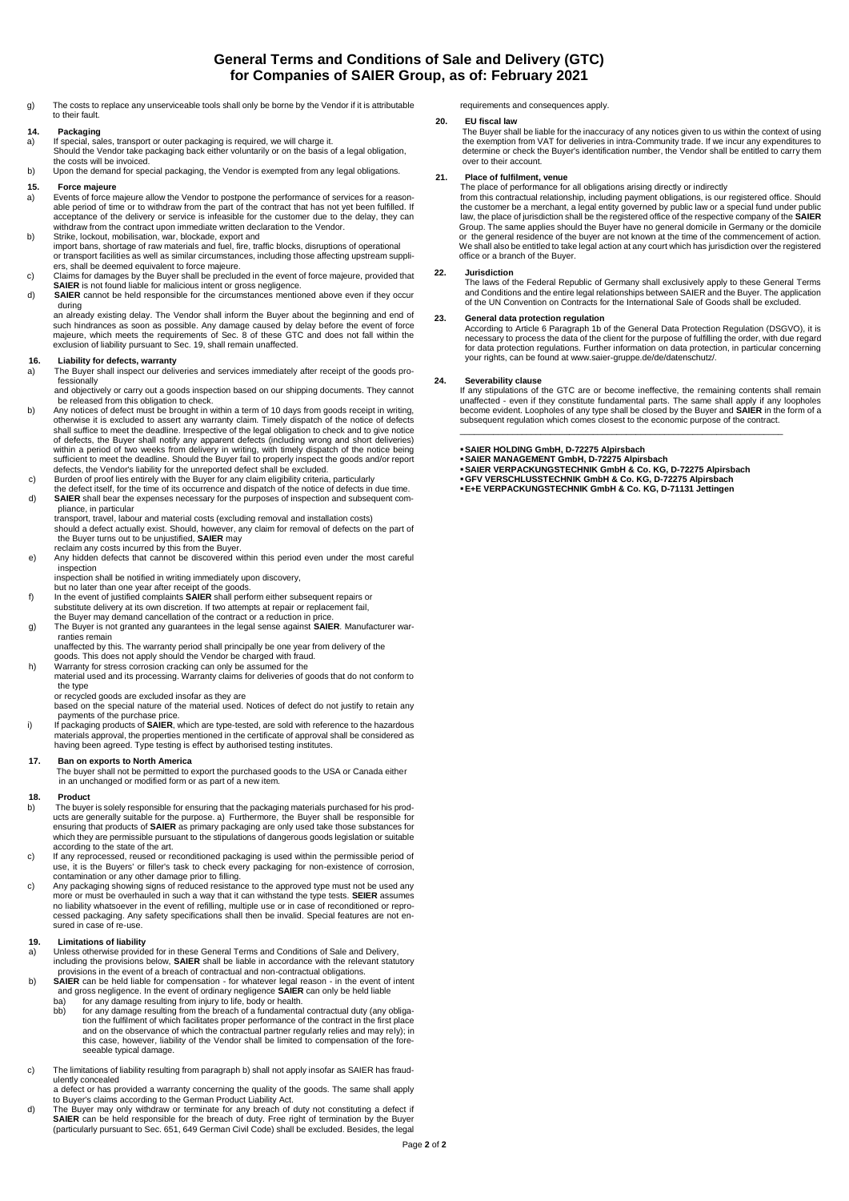# General Terms and Conditions of Sale and Delivery (GTC) for Companies of SAIER Group, as of: February 2021

g) The costs to replace any unserviceable tools shall only be borne by the Vendor if it is attributable to their fault.

### 14. Packaging

a) If special, sales, transport or outer packaging is required, we will charge it. Should the Vendor take packaging back either voluntarily or on the basis of a legal obligation, the costs will be invoiced.

b) Upon the demand for special packaging, the Vendor is exempted from any legal obligations.

### 15. Force majeure

a) Events of force majeure allow the Vendor to postpone the performance of services for a reasonable period of time or to withdraw from the part of the contract that has not yet been fulfilled. If acceptance of the delivery or service is infeasible for the customer due to the delay, they can withdraw from the contract upon immediate written declaration to the Vendor.

b) Strike, lockout, mobilisation, war, blockade, export and import bans, shortage of raw materials and fuel, fire, traffic blocks, disruptions of operational or transport facilities as well as similar circumstances, including those affecting upstream suppliers, shall be deemed equivalent to force majeure.

c) Claims for damages by the Buyer shall be precluded in the event of force majeure, provided that **SAIER** is not found liable for malicious intent or gross negligence.

d) **SAIER** cannot be held responsible for the circumstances mentioned above even if they occur during an already existing delay. The Vendor shall inform the Buyer about the beginning and end of such hindrances as soon as possible. Any damage caused by delay before the event of force majeure, which meets the requirements of Sec. 8 of these GTC and does not fall within the exclusion of liability pursuant to Sec. 19, shall remain unaffected.

### 16. Liability for defects, warranty

a) The Buyer shall inspect our deliveries and services immediately after receipt of the goods professionally and objectively or carry out a goods inspection based on our shipping documents. They cannot be released from this obligation to check.

b) Any notices of defect must be brought in within a term of 10 days from goods receipt in writing, otherwise it is excluded to assert any warranty claim. Timely dispatch of the notice of defects shall suffice to meet the deadline. Irrespective of the legal obligation to check and to give notice of defects, the Buyer shall notify any apparent defects (including wrong and short deliveries) within a period of two weeks from delivery in writing, with timely dispatch of the notice being sufficient to meet the deadline. Should the Buyer fail to properly inspect the goods and/or report defects, the Vendor's liability for the unreported defect shall be excluded.

c) Burden of proof lies entirely with the Buyer for any claim eligibility criteria, particularly the defect itself, for the time of its occurrence and dispatch of the notice of defects in due time.

d) **SAIER** shall bear the expenses necessary for the purposes of inspection and subsequent compliance, in particular transport, travel, labour and material costs (excluding removal and installation costs) should a defect actually exist. Should, however, any claim for removal of defects on the part of the Buyer turns out to be unjustified, **SAIER** may reclaim any costs incurred by this from the Buyer.

e) Any hidden defects that cannot be discovered within this period even under the most careful inspection shall be notified in writing immediately upon discovery, but no later than one year after receipt of the goods.

f) In the event of justified complaints **SAIER** shall perform either subsequent repairs or substitute delivery at its own discretion. If two attempts at repair or replacement fail, the Buyer may demand cancellation of the contract or a reduction in price.

g) The Buyer is not granted any guarantees in the legal sense against **SAIER**. Manufacturer warranties remain unaffected by this. The warranty period shall principally be one year from delivery of the goods. This does not apply should the Vendor be charged with fraud.

h) Warranty for stress corrosion cracking can only be assumed for the material used and its processing. Warranty claims for deliveries of goods that do not conform to the type or recycled goods are excluded insofar as they are based on the special nature of the material used. Notices of defect do not justify to retain any payments of the purchase price.

i) If packaging products of **SAIER**, which are type-tested, are sold with reference to the hazardous materials approval, the properties mentioned in the certificate of approval shall be considered as having been agreed. Type testing is effect by authorised testing institutes.

### 17. Ban on exports to North America

The buyer shall not be permitted to export the purchased goods to the USA or Canada either in an unchanged or modified form or as part of a new item.

### 18. Product

b) The buyer is solely responsible for ensuring that the packaging materials purchased for his products are generally suitable for the purpose. a) Furthermore, the Buyer shall be responsible for ensuring that products of **SAIER** as primary packaging are only used take those substances for which they are permissible pursuant to the stipulations of dangerous goods legislation or suitable according to the state of the art.

c) If any reprocessed, reused or reconditioned packaging is used within the permissible period of use, it is the Buyers' or filler's task to check every packaging for non-existence of corrosion, contamination or any other damage prior to filling.

c) Any packaging showing signs of reduced resistance to the approved type must not be used any more or must be overhauled in such a way that it can withstand the type tests. **SEIER** assumes no liability whatsoever in the event of refilling, multiple use or in case of reconditioned or reprocessed packaging. Any safety specifications shall then be invalid. Special features are not ensured in case of re-use.

### 19. Limitations of liability

a) Unless otherwise provided for in these General Terms and Conditions of Sale and Delivery, including the provisions below, **SAIER** shall be liable in accordance with the relevant statutory provisions in the event of a breach of contractual and non-contractual obligations.

b) **SAIER** can be held liable for compensation - for whatever legal reason - in the event of intent and gross negligence. In the event of ordinary negligence **SAIER** can only be held liable

- ba) for any damage resulting from injury to life, body or health.
- bb) for any damage resulting from the breach of a fundamental contractual duty (any obligation the fulfilment of which facilitates proper performance of the contract in the first place and on the observance of which the contractual partner regularly relies and may rely); in this case, however, liability of the Vendor shall be limited to compensation of the foreseeable typical damage.

c) The limitations of liability resulting from paragraph b) shall not apply insofar as SAIER has fraudulently concealed a defect or has provided a warranty concerning the quality of the goods. The same shall apply to Buyer's claims according to the German Product Liability Act.

d) The Buyer may only withdraw or terminate for any breach of duty not constituting a defect if **SAIER** can be held responsible for the breach of duty. Free right of termination by the Buyer (particularly pursuant to Sec. 651, 649 German Civil Code) shall be excluded. Besides, the legal requirements and consequences apply.

### 20. EU fiscal law

The Buyer shall be liable for the inaccuracy of any notices given to us within the context of using the exemption from VAT for deliveries in intra-Community trade. If we incur any expenditures to determine or check the Buyer's identification number, the Vendor shall be entitled to carry them over to their account.

### 21. Place of fulfilment, venue

The place of performance for all obligations arising directly or indirectly from this contractual relationship, including payment obligations, is our registered office. Should the customer be a merchant, a legal entity governed by public law or a special fund under public law, the place of jurisdiction shall be the registered office of the respective company of the **SAIER** Group. The same applies should the Buyer have no general domicile in Germany or the domicile or the general residence of the buyer are not known at the time of the commencement of action. We shall also be entitled to take legal action at any court which has jurisdiction over the registered office or a branch of the Buyer.

### 22. Jurisdiction

The laws of the Federal Republic of Germany shall exclusively apply to these General Terms and Conditions and the entire legal relationships between SAIER and the Buyer. The application of the UN Convention on Contracts for the International Sale of Goods shall be excluded.

### 23. General data protection regulation

According to Article 6 Paragraph 1b of the General Data Protection Regulation (DSGVO), it is necessary to process the data of the client for the purpose of fulfilling the order, with due regard for data protection regulations. Further information on data protection, in particular concerning your rights, can be found at www.saier-gruppe.de/de/datenschutz/.

### 24. Severability clause

If any stipulations of the GTC are or become ineffective, the remaining contents shall remain unaffected - even if they constitute fundamental parts. The same shall apply if any loopholes become evident. Loopholes of any type shall be closed by the Buyer and **SAIER** in the form of a subsequent regulation which comes closest to the economic purpose of the contract.

---

- **SAIER HOLDING GmbH, D-72275 Alpirsbach**
- **SAIER MANAGEMENT GmbH, D-72275 Alpirsbach**
- **SAIER VERPACKUNGSTECHNIK GmbH & Co. KG, D-72275 Alpirsbach**
- **GFV VERSCHLUSSTECHNIK GmbH & Co. KG, D-72275 Alpirsbach**
- **E+E VERPACKUNGSTECHNIK GmbH & Co. KG, D-71131 Jettingen**